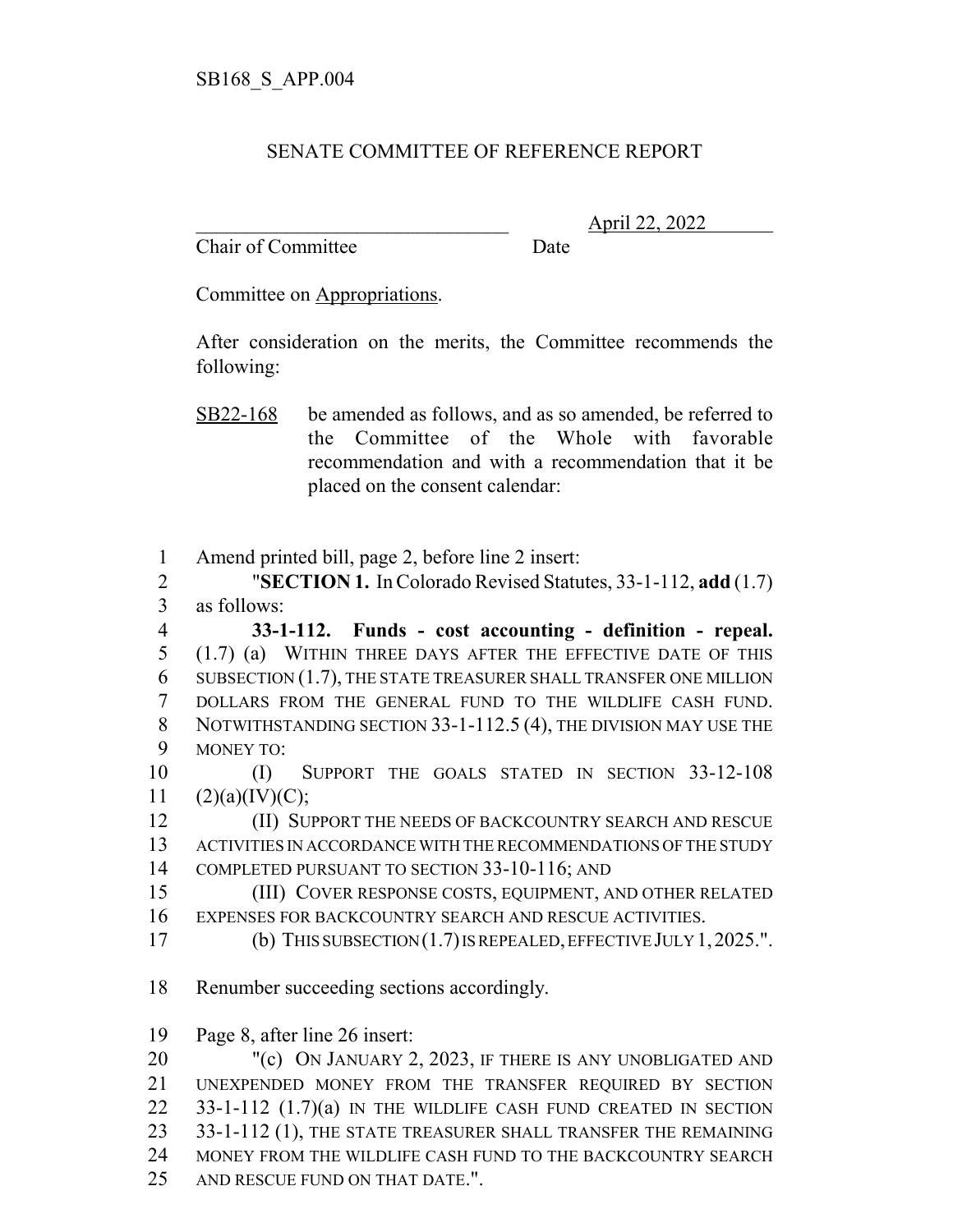SB168_S_APP.004

SENATE COMMITTEE OF REFERENCE REPORT

\_\_\_\_\_\_\_\_\_\_\_\_\_\_\_\_\_\_\_\_\_\_\_\_\_\_\_\_\_\_\_\_ April 22, 2022
Chair of Committee Date

Committee on Appropriations.

After consideration on the merits, the Committee recommends the following:

SB22-168 be amended as follows, and as so amended, be referred to the Committee of the Whole with favorable recommendation and with a recommendation that it be placed on the consent calendar:

1 Amend printed bill, page 2, before line 2 insert:
2 "**SECTION 1.** In Colorado Revised Statutes, 33-1-112, **add** (1.7)
3 as follows:
4 **33-1-112. Funds - cost accounting - definition - repeal.**
5 (1.7) (a) WITHIN THREE DAYS AFTER THE EFFECTIVE DATE OF THIS
6 SUBSECTION (1.7), THE STATE TREASURER SHALL TRANSFER ONE MILLION
7 DOLLARS FROM THE GENERAL FUND TO THE WILDLIFE CASH FUND.
8 NOTWITHSTANDING SECTION 33-1-112.5 (4), THE DIVISION MAY USE THE
9 MONEY TO:
10 (I) SUPPORT THE GOALS STATED IN SECTION 33-12-108
11 (2)(a)(IV)(C);
12 (II) SUPPORT THE NEEDS OF BACKCOUNTRY SEARCH AND RESCUE
13 ACTIVITIES IN ACCORDANCE WITH THE RECOMMENDATIONS OF THE STUDY
14 COMPLETED PURSUANT TO SECTION 33-10-116; AND
15 (III) COVER RESPONSE COSTS, EQUIPMENT, AND OTHER RELATED
16 EXPENSES FOR BACKCOUNTRY SEARCH AND RESCUE ACTIVITIES.
17 (b) THIS SUBSECTION (1.7) IS REPEALED, EFFECTIVE JULY 1, 2025.".

18 Renumber succeeding sections accordingly.

19 Page 8, after line 26 insert:
20 "(c) ON JANUARY 2, 2023, IF THERE IS ANY UNOBLIGATED AND
21 UNEXPENDED MONEY FROM THE TRANSFER REQUIRED BY SECTION
22 33-1-112 (1.7)(a) IN THE WILDLIFE CASH FUND CREATED IN SECTION
23 33-1-112 (1), THE STATE TREASURER SHALL TRANSFER THE REMAINING
24 MONEY FROM THE WILDLIFE CASH FUND TO THE BACKCOUNTRY SEARCH
25 AND RESCUE FUND ON THAT DATE.".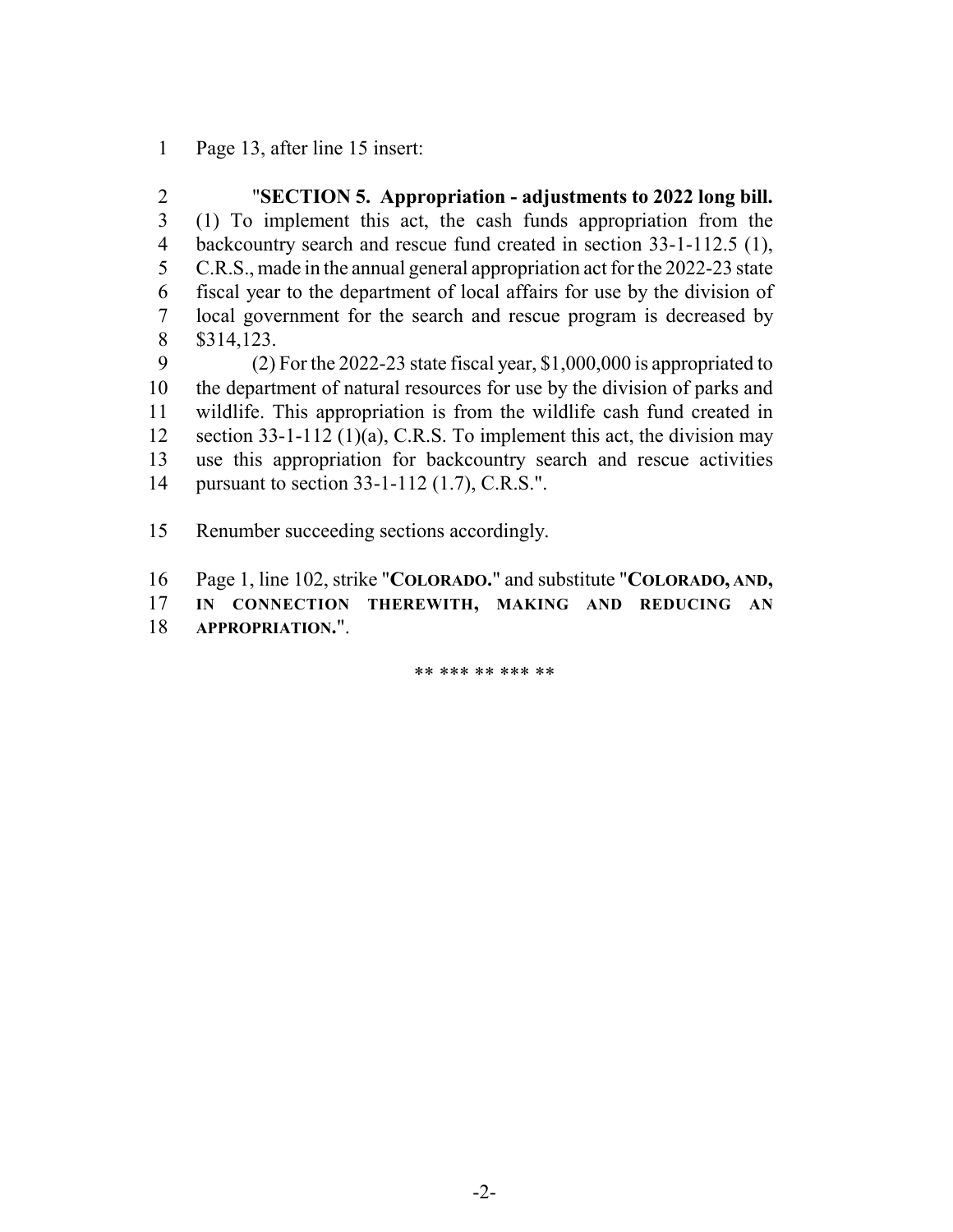Page 13, after line 15 insert:

"**SECTION 5. Appropriation - adjustments to 2022 long bill.** (1) To implement this act, the cash funds appropriation from the backcountry search and rescue fund created in section 33-1-112.5 (1), C.R.S., made in the annual general appropriation act for the 2022-23 state fiscal year to the department of local affairs for use by the division of local government for the search and rescue program is decreased by $314,123.

(2) For the 2022-23 state fiscal year, $1,000,000 is appropriated to the department of natural resources for use by the division of parks and wildlife. This appropriation is from the wildlife cash fund created in section 33-1-112 (1)(a), C.R.S. To implement this act, the division may use this appropriation for backcountry search and rescue activities pursuant to section 33-1-112 (1.7), C.R.S.".

Renumber succeeding sections accordingly.

Page 1, line 102, strike "**COLORADO.**" and substitute "**COLORADO, AND, IN CONNECTION THEREWITH, MAKING AND REDUCING AN APPROPRIATION.**".

** *** ** *** **